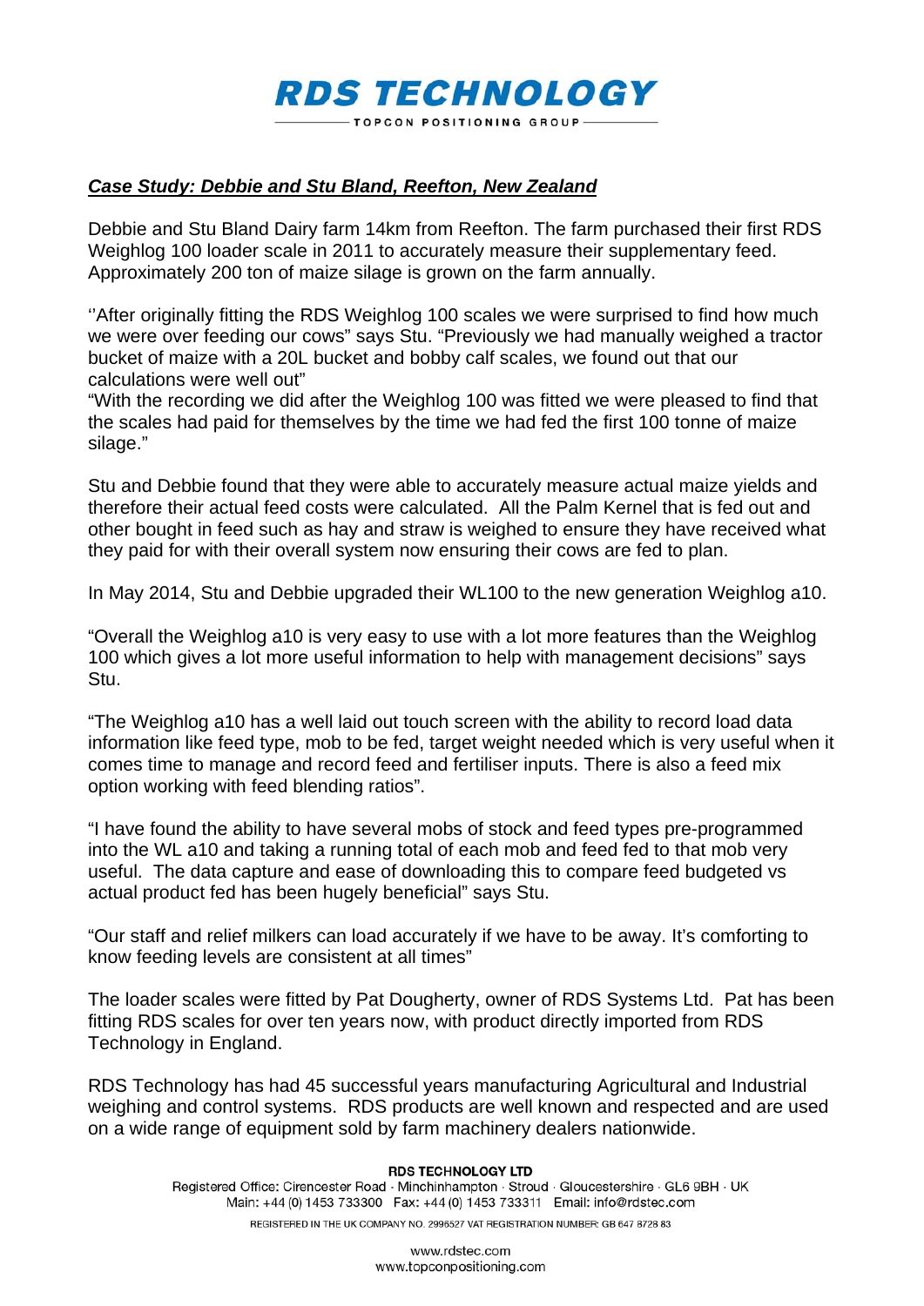# RDS TECHNOLOGY

TOPCON POSITIONING GROUP

***Case Study: Debbie and Stu Bland, Reefton, New Zealand***

Debbie and Stu Bland Dairy farm 14km from Reefton. The farm purchased their first RDS Weighlog 100 loader scale in 2011 to accurately measure their supplementary feed. Approximately 200 ton of maize silage is grown on the farm annually.

''After originally fitting the RDS Weighlog 100 scales we were surprised to find how much we were over feeding our cows" says Stu. "Previously we had manually weighed a tractor bucket of maize with a 20L bucket and bobby calf scales, we found out that our calculations were well out"
"With the recording we did after the Weighlog 100 was fitted we were pleased to find that the scales had paid for themselves by the time we had fed the first 100 tonne of maize silage."

Stu and Debbie found that they were able to accurately measure actual maize yields and therefore their actual feed costs were calculated. All the Palm Kernel that is fed out and other bought in feed such as hay and straw is weighed to ensure they have received what they paid for with their overall system now ensuring their cows are fed to plan.

In May 2014, Stu and Debbie upgraded their WL100 to the new generation Weighlog a10.

"Overall the Weighlog a10 is very easy to use with a lot more features than the Weighlog 100 which gives a lot more useful information to help with management decisions" says Stu.

"The Weighlog a10 has a well laid out touch screen with the ability to record load data information like feed type, mob to be fed, target weight needed which is very useful when it comes time to manage and record feed and fertiliser inputs. There is also a feed mix option working with feed blending ratios".

"I have found the ability to have several mobs of stock and feed types pre-programmed into the WL a10 and taking a running total of each mob and feed fed to that mob very useful. The data capture and ease of downloading this to compare feed budgeted vs actual product fed has been hugely beneficial" says Stu.

"Our staff and relief milkers can load accurately if we have to be away. It's comforting to know feeding levels are consistent at all times"

The loader scales were fitted by Pat Dougherty, owner of RDS Systems Ltd. Pat has been fitting RDS scales for over ten years now, with product directly imported from RDS Technology in England.

RDS Technology has had 45 successful years manufacturing Agricultural and Industrial weighing and control systems. RDS products are well known and respected and are used on a wide range of equipment sold by farm machinery dealers nationwide.

**RDS TECHNOLOGY LTD**
Registered Office: Cirencester Road · Minchinhampton · Stroud · Gloucestershire · GL6 9BH · UK
Main: +44 (0) 1453 733300 Fax: +44 (0) 1453 733311 Email: info@rdstec.com
REGISTERED IN THE UK COMPANY NO. 2996527 VAT REGISTRATION NUMBER: GB 647 8728 83

www.rdstec.com
www.topconpositioning.com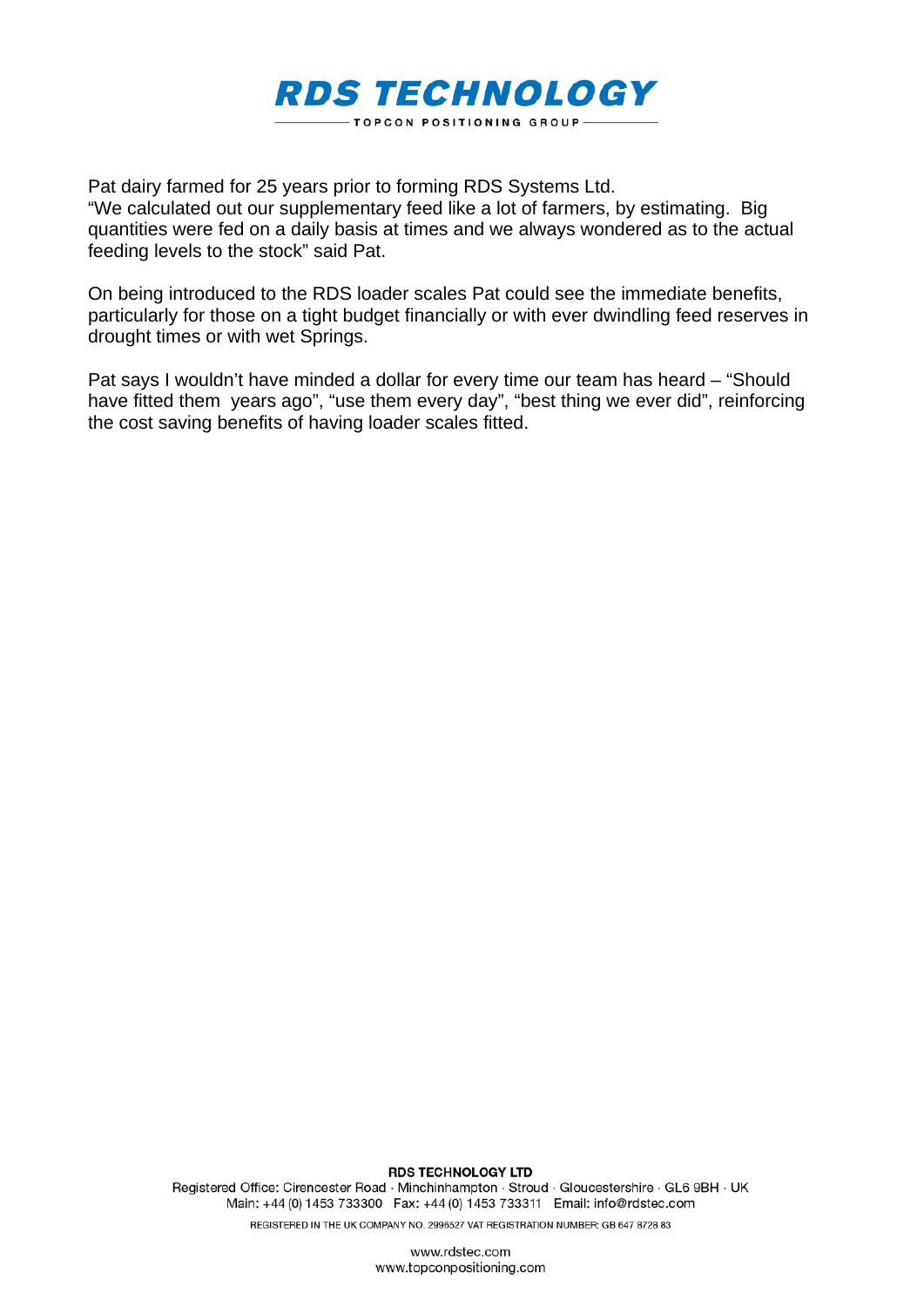Pat dairy farmed for 25 years prior to forming RDS Systems Ltd.
"We calculated out our supplementary feed like a lot of farmers, by estimating. Big quantities were fed on a daily basis at times and we always wondered as to the actual feeding levels to the stock" said Pat.

On being introduced to the RDS loader scales Pat could see the immediate benefits, particularly for those on a tight budget financially or with ever dwindling feed reserves in drought times or with wet Springs.

Pat says I wouldn't have minded a dollar for every time our team has heard – "Should have fitted them years ago", "use them every day", "best thing we ever did", reinforcing the cost saving benefits of having loader scales fitted.